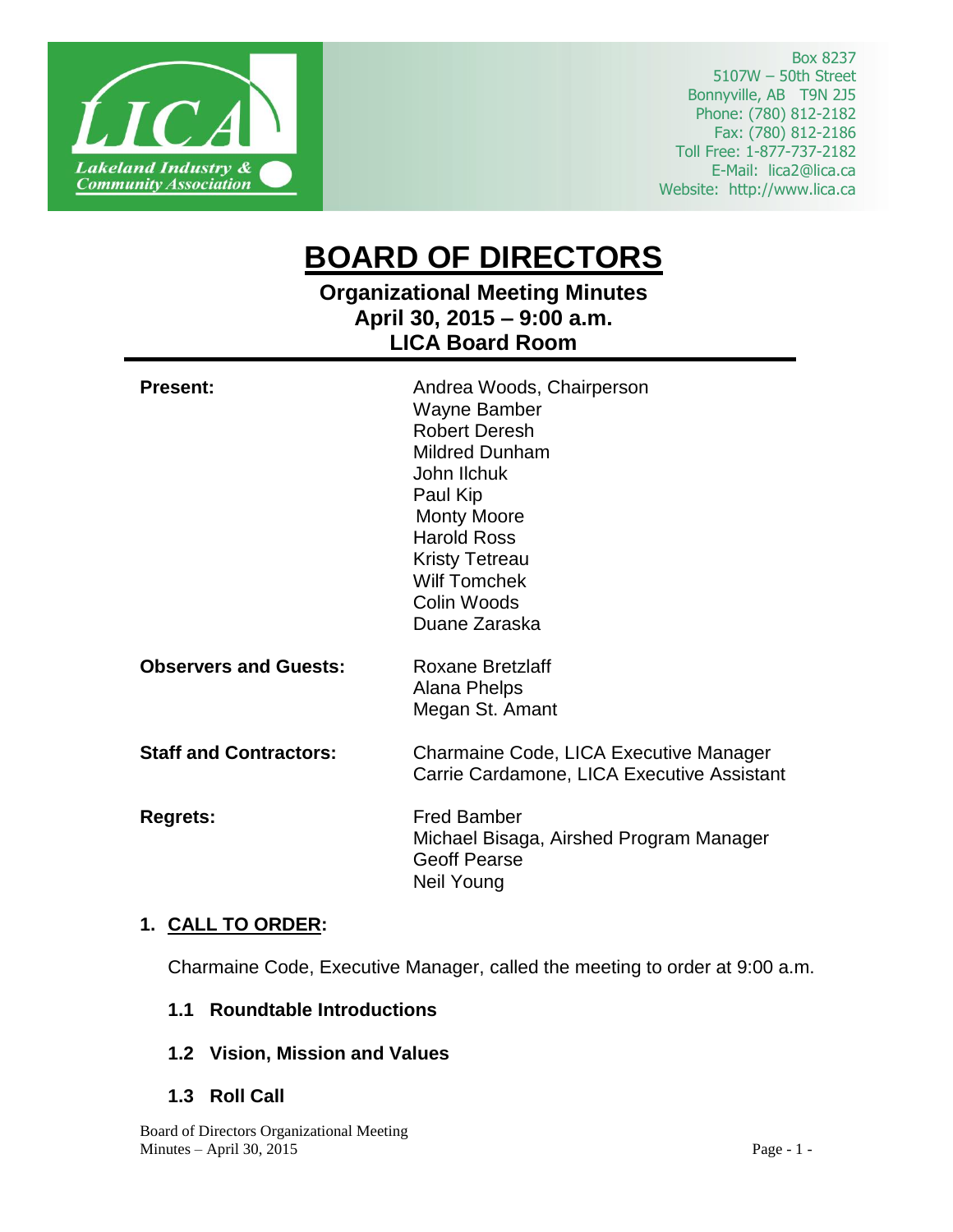Lakeland Industry & Community Association

Box 8237
5107W – 50th Street
Bonnyville, AB T9N 2J5
Phone: (780) 812-2182
Fax: (780) 812-2186
Toll Free: 1-877-737-2182
E-Mail: lica2@lica.ca
Website: http://www.lica.ca

# BOARD OF DIRECTORS

**Organizational Meeting Minutes**
**April 30, 2015 – 9:00 a.m.**
**LICA Board Room**

| | |
|---|---|
| **Present:** | Andrea Woods, Chairperson<br>Wayne Bamber<br>Robert Deresh<br>Mildred Dunham<br>John Ilchuk<br>Paul Kip<br>Monty Moore<br>Harold Ross<br>Kristy Tetreau<br>Wilf Tomchek<br>Colin Woods<br>Duane Zaraska |
| **Observers and Guests:** | Roxane Bretzlaff<br>Alana Phelps<br>Megan St. Amant |
| **Staff and Contractors:** | Charmaine Code, LICA Executive Manager<br>Carrie Cardamone, LICA Executive Assistant |
| **Regrets:** | Fred Bamber<br>Michael Bisaga, Airshed Program Manager<br>Geoff Pearse<br>Neil Young |

## 1. CALL TO ORDER:

Charmaine Code, Executive Manager, called the meeting to order at 9:00 a.m.

### 1.1 Roundtable Introductions

### 1.2 Vision, Mission and Values

### 1.3 Roll Call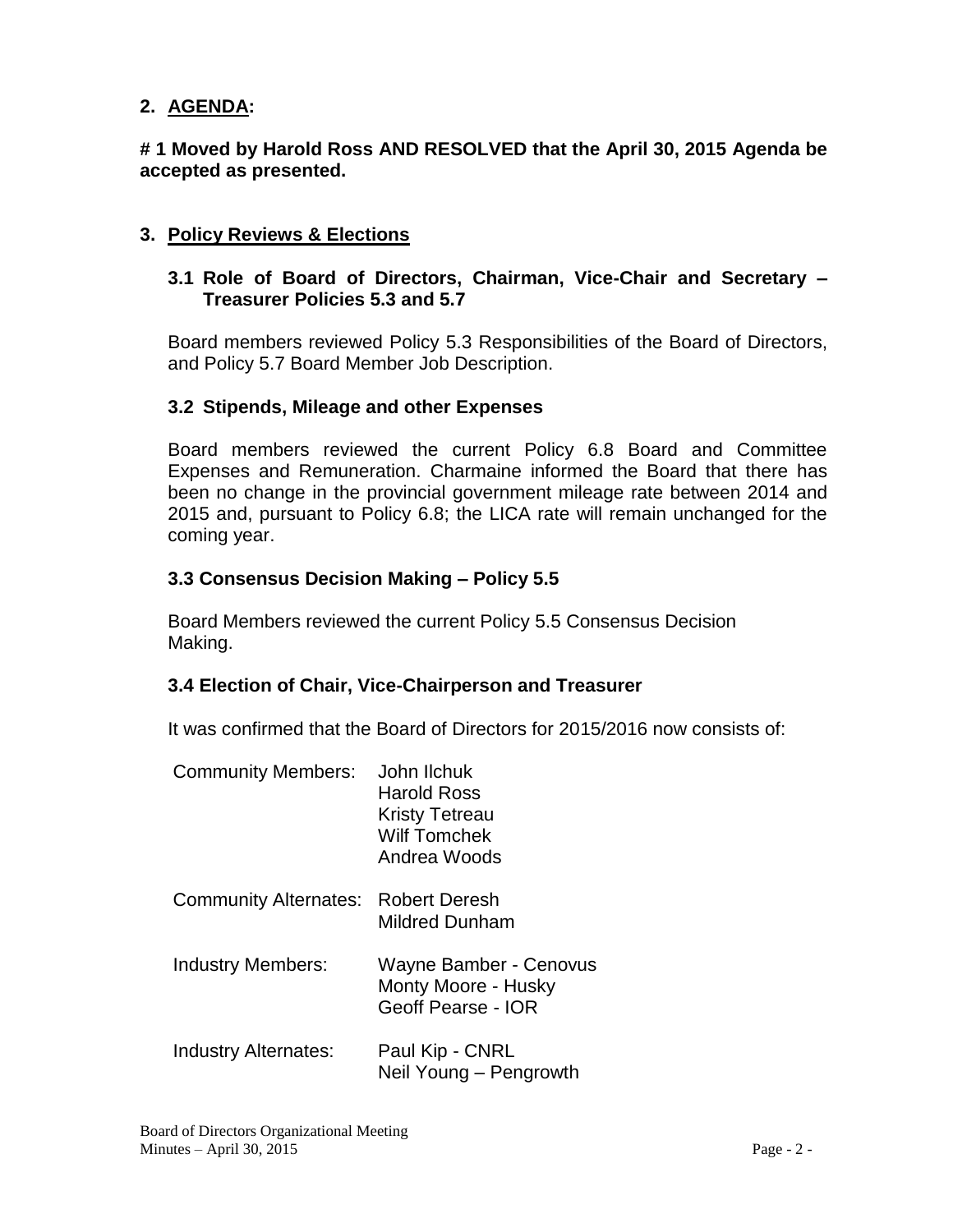## 2. AGENDA:

**# 1 Moved by Harold Ross AND RESOLVED that the April 30, 2015 Agenda be accepted as presented.**

## 3. Policy Reviews & Elections

### 3.1 Role of Board of Directors, Chairman, Vice-Chair and Secretary – Treasurer Policies 5.3 and 5.7

Board members reviewed Policy 5.3 Responsibilities of the Board of Directors, and Policy 5.7 Board Member Job Description.

### 3.2 Stipends, Mileage and other Expenses

Board members reviewed the current Policy 6.8 Board and Committee Expenses and Remuneration. Charmaine informed the Board that there has been no change in the provincial government mileage rate between 2014 and 2015 and, pursuant to Policy 6.8; the LICA rate will remain unchanged for the coming year.

### 3.3 Consensus Decision Making – Policy 5.5

Board Members reviewed the current Policy 5.5 Consensus Decision Making.

### 3.4 Election of Chair, Vice-Chairperson and Treasurer

It was confirmed that the Board of Directors for 2015/2016 now consists of:

| | |
|---|---|
| Community Members: | John Ilchuk<br>Harold Ross<br>Kristy Tetreau<br>Wilf Tomchek<br>Andrea Woods |
| Community Alternates: | Robert Deresh<br>Mildred Dunham |
| Industry Members: | Wayne Bamber - Cenovus<br>Monty Moore - Husky<br>Geoff Pearse - IOR |
| Industry Alternates: | Paul Kip - CNRL<br>Neil Young – Pengrowth |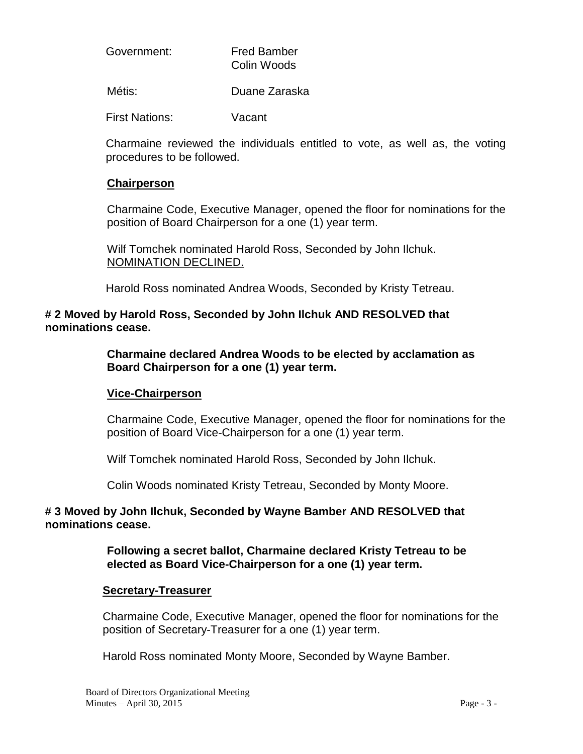| | |
|---|---|
| Government: | Fred Bamber<br>Colin Woods |
| Métis: | Duane Zaraska |
| First Nations: | Vacant |

Charmaine reviewed the individuals entitled to vote, as well as, the voting procedures to be followed.

**Chairperson**

Charmaine Code, Executive Manager, opened the floor for nominations for the position of Board Chairperson for a one (1) year term.

Wilf Tomchek nominated Harold Ross, Seconded by John Ilchuk.
NOMINATION DECLINED.

Harold Ross nominated Andrea Woods, Seconded by Kristy Tetreau.

**# 2 Moved by Harold Ross, Seconded by John Ilchuk AND RESOLVED that nominations cease.**

**Charmaine declared Andrea Woods to be elected by acclamation as Board Chairperson for a one (1) year term.**

**Vice-Chairperson**

Charmaine Code, Executive Manager, opened the floor for nominations for the position of Board Vice-Chairperson for a one (1) year term.

Wilf Tomchek nominated Harold Ross, Seconded by John Ilchuk.

Colin Woods nominated Kristy Tetreau, Seconded by Monty Moore.

**# 3 Moved by John Ilchuk, Seconded by Wayne Bamber AND RESOLVED that nominations cease.**

**Following a secret ballot, Charmaine declared Kristy Tetreau to be elected as Board Vice-Chairperson for a one (1) year term.**

**Secretary-Treasurer**

Charmaine Code, Executive Manager, opened the floor for nominations for the position of Secretary-Treasurer for a one (1) year term.

Harold Ross nominated Monty Moore, Seconded by Wayne Bamber.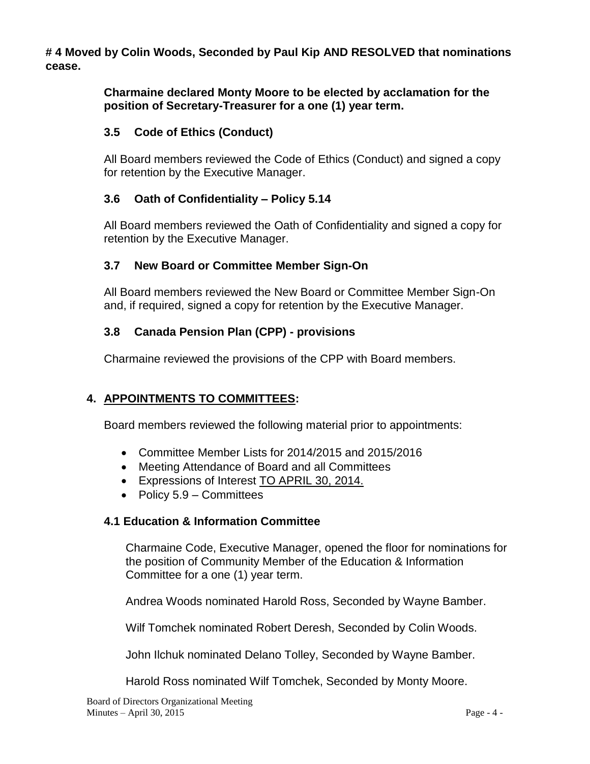**# 4 Moved by Colin Woods, Seconded by Paul Kip AND RESOLVED that nominations cease.**

**Charmaine declared Monty Moore to be elected by acclamation for the position of Secretary-Treasurer for a one (1) year term.**

### 3.5 Code of Ethics (Conduct)

All Board members reviewed the Code of Ethics (Conduct) and signed a copy for retention by the Executive Manager.

### 3.6 Oath of Confidentiality – Policy 5.14

All Board members reviewed the Oath of Confidentiality and signed a copy for retention by the Executive Manager.

### 3.7 New Board or Committee Member Sign-On

All Board members reviewed the New Board or Committee Member Sign-On and, if required, signed a copy for retention by the Executive Manager.

### 3.8 Canada Pension Plan (CPP) - provisions

Charmaine reviewed the provisions of the CPP with Board members.

## 4. APPOINTMENTS TO COMMITTEES:

Board members reviewed the following material prior to appointments:

- Committee Member Lists for 2014/2015 and 2015/2016
- Meeting Attendance of Board and all Committees
- Expressions of Interest TO APRIL 30, 2014.
- Policy 5.9 – Committees

### 4.1 Education & Information Committee

Charmaine Code, Executive Manager, opened the floor for nominations for the position of Community Member of the Education & Information Committee for a one (1) year term.

Andrea Woods nominated Harold Ross, Seconded by Wayne Bamber.

Wilf Tomchek nominated Robert Deresh, Seconded by Colin Woods.

John Ilchuk nominated Delano Tolley, Seconded by Wayne Bamber.

Harold Ross nominated Wilf Tomchek, Seconded by Monty Moore.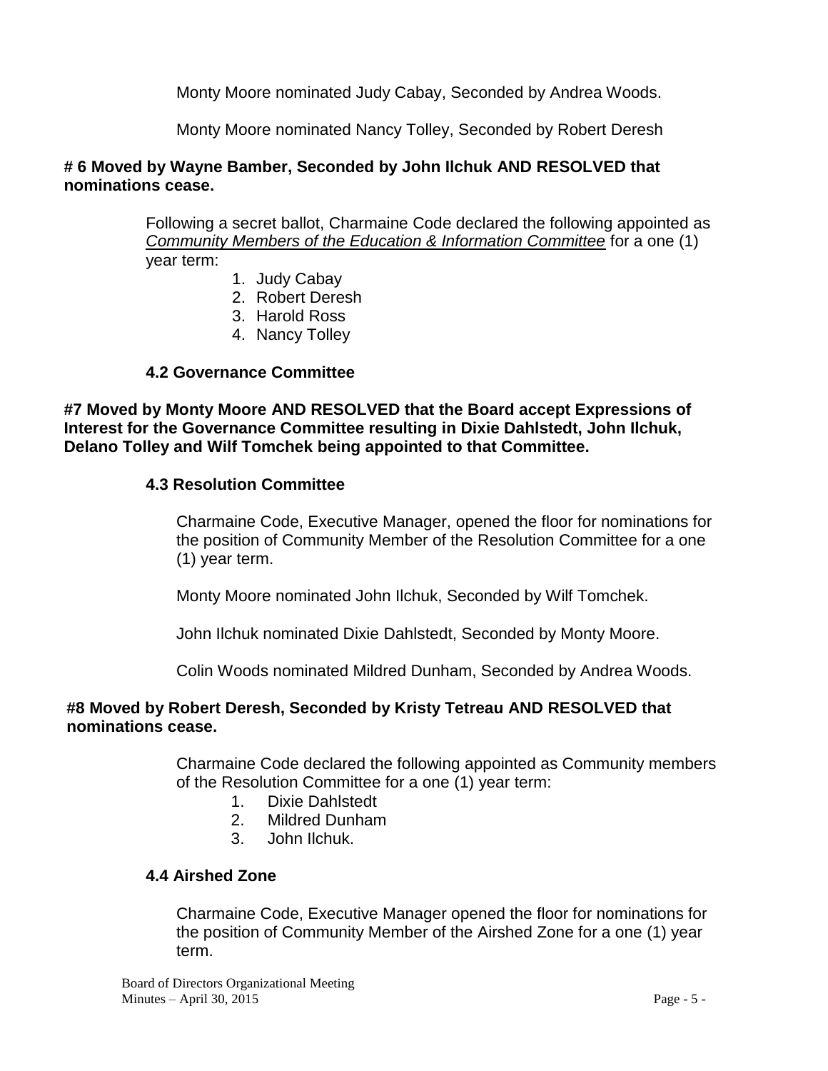Monty Moore nominated Judy Cabay, Seconded by Andrea Woods.

Monty Moore nominated Nancy Tolley, Seconded by Robert Deresh

**# 6 Moved by Wayne Bamber, Seconded by John Ilchuk AND RESOLVED that nominations cease.**

Following a secret ballot, Charmaine Code declared the following appointed as *Community Members of the Education & Information Committee* for a one (1) year term:

1. Judy Cabay
2. Robert Deresh
3. Harold Ross
4. Nancy Tolley

### 4.2 Governance Committee

**#7 Moved by Monty Moore AND RESOLVED that the Board accept Expressions of Interest for the Governance Committee resulting in Dixie Dahlstedt, John Ilchuk, Delano Tolley and Wilf Tomchek being appointed to that Committee.**

### 4.3 Resolution Committee

Charmaine Code, Executive Manager, opened the floor for nominations for the position of Community Member of the Resolution Committee for a one (1) year term.

Monty Moore nominated John Ilchuk, Seconded by Wilf Tomchek.

John Ilchuk nominated Dixie Dahlstedt, Seconded by Monty Moore.

Colin Woods nominated Mildred Dunham, Seconded by Andrea Woods.

**#8 Moved by Robert Deresh, Seconded by Kristy Tetreau AND RESOLVED that nominations cease.**

Charmaine Code declared the following appointed as Community members of the Resolution Committee for a one (1) year term:

1. Dixie Dahlstedt
2. Mildred Dunham
3. John Ilchuk.

### 4.4 Airshed Zone

Charmaine Code, Executive Manager opened the floor for nominations for the position of Community Member of the Airshed Zone for a one (1) year term.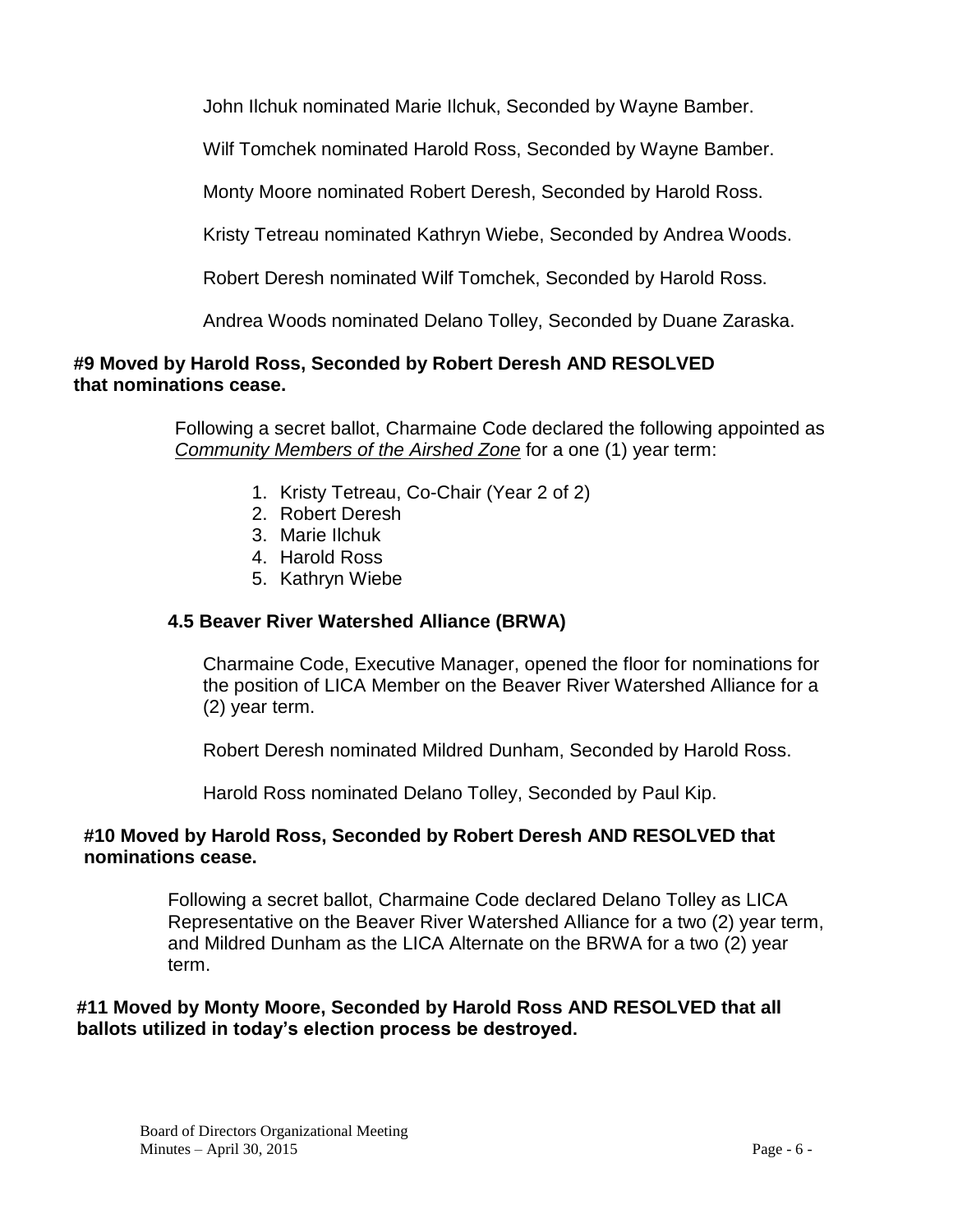John Ilchuk nominated Marie Ilchuk, Seconded by Wayne Bamber.

Wilf Tomchek nominated Harold Ross, Seconded by Wayne Bamber.

Monty Moore nominated Robert Deresh, Seconded by Harold Ross.

Kristy Tetreau nominated Kathryn Wiebe, Seconded by Andrea Woods.

Robert Deresh nominated Wilf Tomchek, Seconded by Harold Ross.

Andrea Woods nominated Delano Tolley, Seconded by Duane Zaraska.

**#9 Moved by Harold Ross, Seconded by Robert Deresh AND RESOLVED that nominations cease.**

Following a secret ballot, Charmaine Code declared the following appointed as *Community Members of the Airshed Zone* for a one (1) year term:

1. Kristy Tetreau, Co-Chair (Year 2 of 2)
2. Robert Deresh
3. Marie Ilchuk
4. Harold Ross
5. Kathryn Wiebe

### 4.5 Beaver River Watershed Alliance (BRWA)

Charmaine Code, Executive Manager, opened the floor for nominations for the position of LICA Member on the Beaver River Watershed Alliance for a (2) year term.

Robert Deresh nominated Mildred Dunham, Seconded by Harold Ross.

Harold Ross nominated Delano Tolley, Seconded by Paul Kip.

**#10 Moved by Harold Ross, Seconded by Robert Deresh AND RESOLVED that nominations cease.**

Following a secret ballot, Charmaine Code declared Delano Tolley as LICA Representative on the Beaver River Watershed Alliance for a two (2) year term, and Mildred Dunham as the LICA Alternate on the BRWA for a two (2) year term.

**#11 Moved by Monty Moore, Seconded by Harold Ross AND RESOLVED that all ballots utilized in today's election process be destroyed.**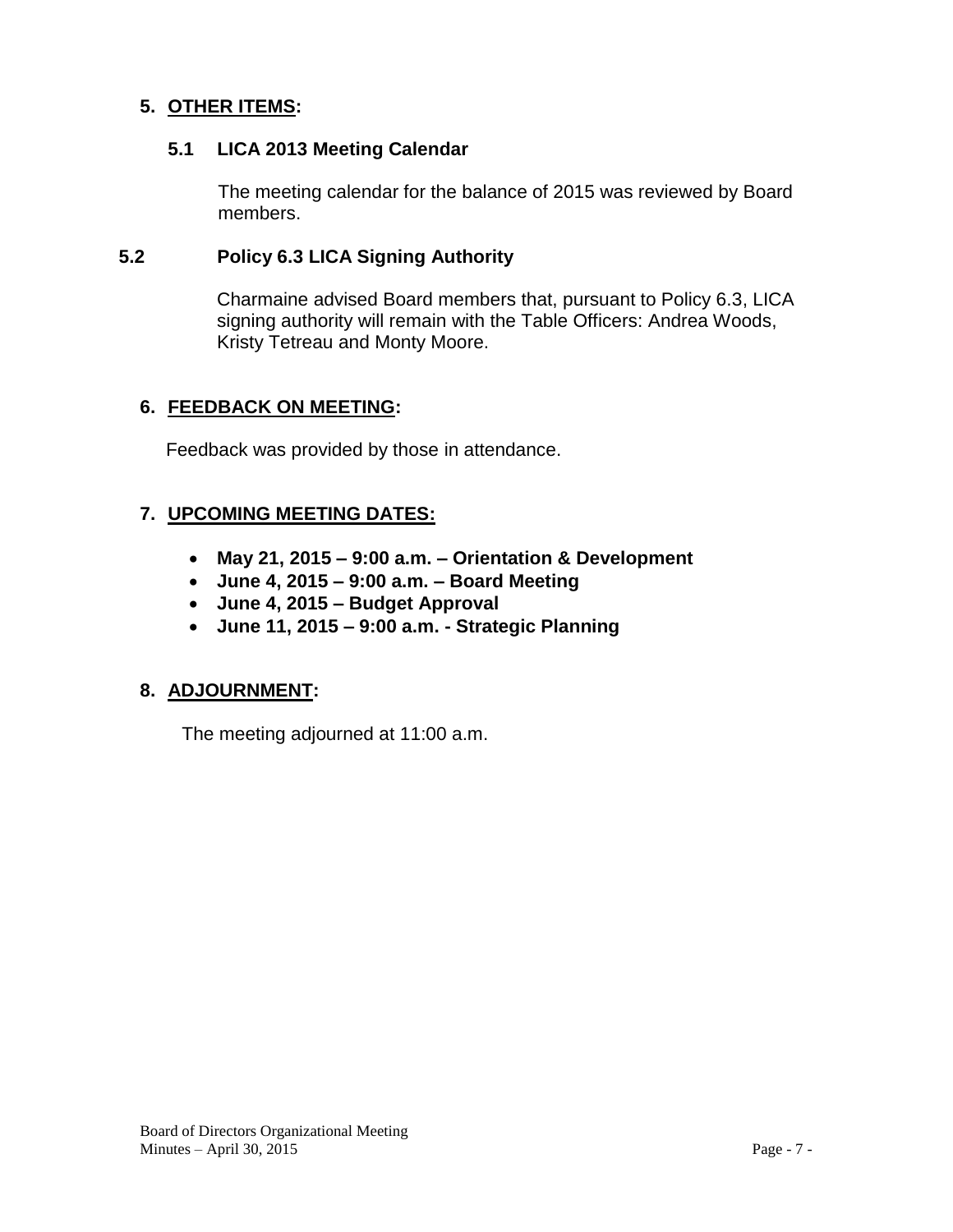## 5. OTHER ITEMS:

### 5.1 LICA 2013 Meeting Calendar

The meeting calendar for the balance of 2015 was reviewed by Board members.

### 5.2 Policy 6.3 LICA Signing Authority

Charmaine advised Board members that, pursuant to Policy 6.3, LICA signing authority will remain with the Table Officers: Andrea Woods, Kristy Tetreau and Monty Moore.

## 6. FEEDBACK ON MEETING:

Feedback was provided by those in attendance.

## 7. UPCOMING MEETING DATES:

- **May 21, 2015 – 9:00 a.m. – Orientation & Development**
- **June 4, 2015 – 9:00 a.m. – Board Meeting**
- **June 4, 2015 – Budget Approval**
- **June 11, 2015 – 9:00 a.m. - Strategic Planning**

## 8. ADJOURNMENT:

The meeting adjourned at 11:00 a.m.